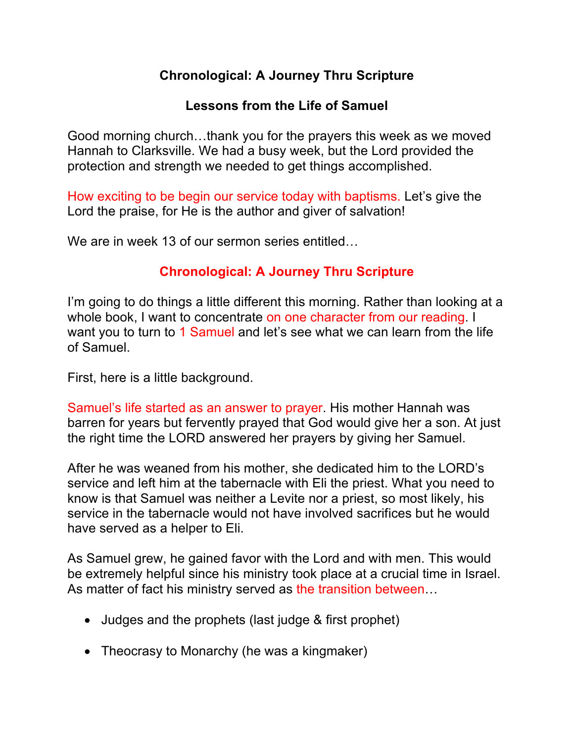# Chronological: A Journey Thru Scripture

## Lessons from the Life of Samuel

Good morning church…thank you for the prayers this week as we moved Hannah to Clarksville. We had a busy week, but the Lord provided the protection and strength we needed to get things accomplished.

How exciting to be begin our service today with baptisms. Let's give the Lord the praise, for He is the author and giver of salvation!

We are in week 13 of our sermon series entitled…

**Chronological: A Journey Thru Scripture**

I'm going to do things a little different this morning. Rather than looking at a whole book, I want to concentrate on one character from our reading. I want you to turn to 1 Samuel and let's see what we can learn from the life of Samuel.

First, here is a little background.

Samuel's life started as an answer to prayer. His mother Hannah was barren for years but fervently prayed that God would give her a son. At just the right time the LORD answered her prayers by giving her Samuel.

After he was weaned from his mother, she dedicated him to the LORD's service and left him at the tabernacle with Eli the priest. What you need to know is that Samuel was neither a Levite nor a priest, so most likely, his service in the tabernacle would not have involved sacrifices but he would have served as a helper to Eli.

As Samuel grew, he gained favor with the Lord and with men. This would be extremely helpful since his ministry took place at a crucial time in Israel. As matter of fact his ministry served as the transition between…

- Judges and the prophets (last judge & first prophet)
- Theocrasy to Monarchy (he was a kingmaker)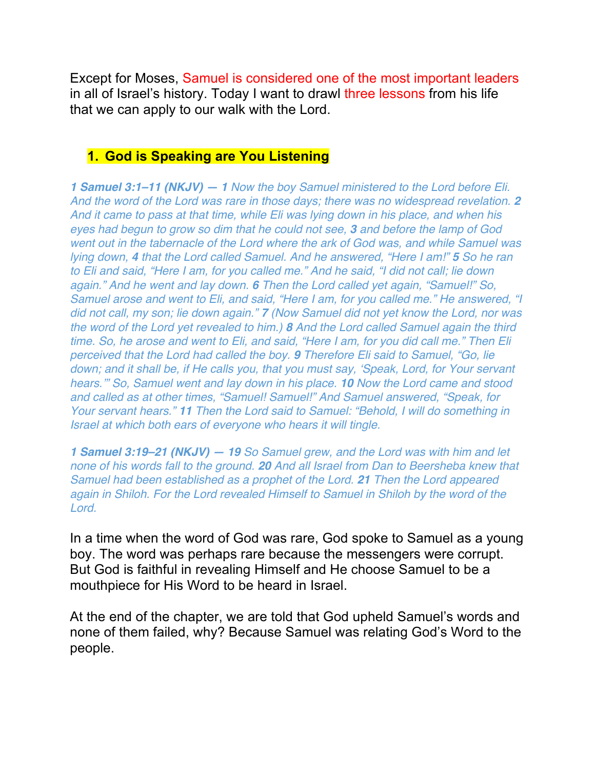Except for Moses, Samuel is considered one of the most important leaders in all of Israel's history. Today I want to drawl three lessons from his life that we can apply to our walk with the Lord.

## 1. God is Speaking are You Listening

***1 Samuel 3:1–11 (NKJV) — 1*** *Now the boy Samuel ministered to the Lord before Eli. And the word of the Lord was rare in those days; there was no widespread revelation.* ***2*** *And it came to pass at that time, while Eli was lying down in his place, and when his eyes had begun to grow so dim that he could not see,* ***3*** *and before the lamp of God went out in the tabernacle of the Lord where the ark of God was, and while Samuel was lying down,* ***4*** *that the Lord called Samuel. And he answered, "Here I am!"* ***5*** *So he ran to Eli and said, "Here I am, for you called me." And he said, "I did not call; lie down again." And he went and lay down.* ***6*** *Then the Lord called yet again, "Samuel!" So, Samuel arose and went to Eli, and said, "Here I am, for you called me." He answered, "I did not call, my son; lie down again."* ***7*** *(Now Samuel did not yet know the Lord, nor was the word of the Lord yet revealed to him.)* ***8*** *And the Lord called Samuel again the third time. So, he arose and went to Eli, and said, "Here I am, for you did call me." Then Eli perceived that the Lord had called the boy.* ***9*** *Therefore Eli said to Samuel, "Go, lie down; and it shall be, if He calls you, that you must say, 'Speak, Lord, for Your servant hears.'" So, Samuel went and lay down in his place.* ***10*** *Now the Lord came and stood and called as at other times, "Samuel! Samuel!" And Samuel answered, "Speak, for Your servant hears."* ***11*** *Then the Lord said to Samuel: "Behold, I will do something in Israel at which both ears of everyone who hears it will tingle.*

***1 Samuel 3:19–21 (NKJV) — 19*** *So Samuel grew, and the Lord was with him and let none of his words fall to the ground.* ***20*** *And all Israel from Dan to Beersheba knew that Samuel had been established as a prophet of the Lord.* ***21*** *Then the Lord appeared again in Shiloh. For the Lord revealed Himself to Samuel in Shiloh by the word of the Lord.*

In a time when the word of God was rare, God spoke to Samuel as a young boy. The word was perhaps rare because the messengers were corrupt. But God is faithful in revealing Himself and He choose Samuel to be a mouthpiece for His Word to be heard in Israel.

At the end of the chapter, we are told that God upheld Samuel's words and none of them failed, why? Because Samuel was relating God's Word to the people.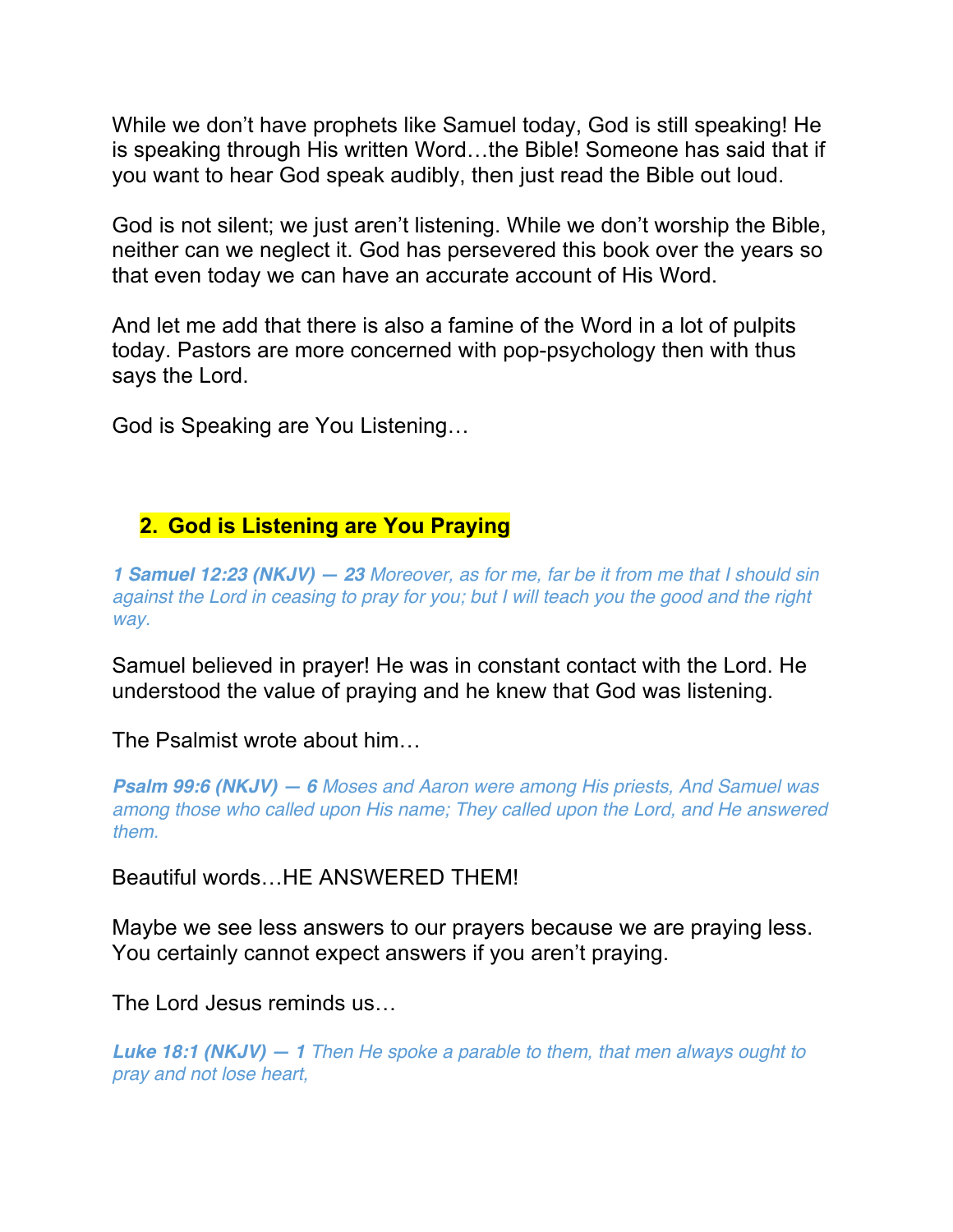While we don't have prophets like Samuel today, God is still speaking! He is speaking through His written Word…the Bible! Someone has said that if you want to hear God speak audibly, then just read the Bible out loud.

God is not silent; we just aren't listening. While we don't worship the Bible, neither can we neglect it. God has persevered this book over the years so that even today we can have an accurate account of His Word.

And let me add that there is also a famine of the Word in a lot of pulpits today. Pastors are more concerned with pop-psychology then with thus says the Lord.

God is Speaking are You Listening…

## 2. God is Listening are You Praying

***1 Samuel 12:23 (NKJV) — 23** Moreover, as for me, far be it from me that I should sin against the Lord in ceasing to pray for you; but I will teach you the good and the right way.*

Samuel believed in prayer! He was in constant contact with the Lord. He understood the value of praying and he knew that God was listening.

The Psalmist wrote about him…

***Psalm 99:6 (NKJV) — 6** Moses and Aaron were among His priests, And Samuel was among those who called upon His name; They called upon the Lord, and He answered them.*

Beautiful words…HE ANSWERED THEM!

Maybe we see less answers to our prayers because we are praying less. You certainly cannot expect answers if you aren't praying.

The Lord Jesus reminds us…

***Luke 18:1 (NKJV) — 1** Then He spoke a parable to them, that men always ought to pray and not lose heart,*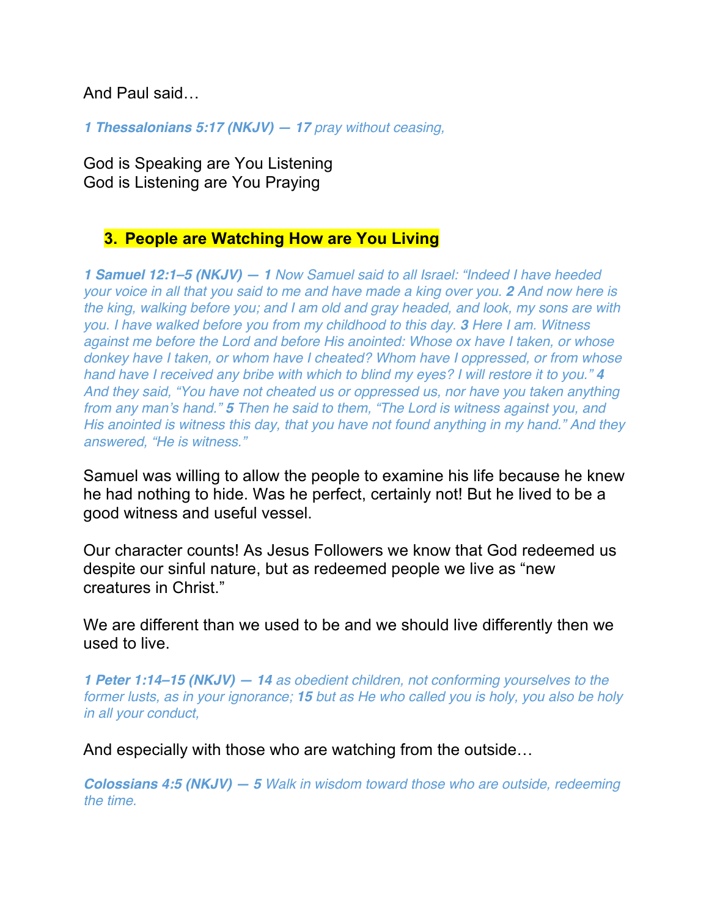And Paul said…

***1 Thessalonians 5:17 (NKJV) — 17*** *pray without ceasing,*

God is Speaking are You Listening
God is Listening are You Praying

## 3. People are Watching How are You Living

***1 Samuel 12:1–5 (NKJV) — 1*** *Now Samuel said to all Israel: "Indeed I have heeded your voice in all that you said to me and have made a king over you.* ***2*** *And now here is the king, walking before you; and I am old and gray headed, and look, my sons are with you. I have walked before you from my childhood to this day.* ***3*** *Here I am. Witness against me before the Lord and before His anointed: Whose ox have I taken, or whose donkey have I taken, or whom have I cheated? Whom have I oppressed, or from whose hand have I received any bribe with which to blind my eyes? I will restore it to you."* ***4*** *And they said, "You have not cheated us or oppressed us, nor have you taken anything from any man's hand."* ***5*** *Then he said to them, "The Lord is witness against you, and His anointed is witness this day, that you have not found anything in my hand." And they answered, "He is witness."*

Samuel was willing to allow the people to examine his life because he knew he had nothing to hide. Was he perfect, certainly not! But he lived to be a good witness and useful vessel.

Our character counts! As Jesus Followers we know that God redeemed us despite our sinful nature, but as redeemed people we live as "new creatures in Christ."

We are different than we used to be and we should live differently then we used to live.

***1 Peter 1:14–15 (NKJV) — 14*** *as obedient children, not conforming yourselves to the former lusts, as in your ignorance;* ***15*** *but as He who called you is holy, you also be holy in all your conduct,*

And especially with those who are watching from the outside…

***Colossians 4:5 (NKJV) — 5*** *Walk in wisdom toward those who are outside, redeeming the time.*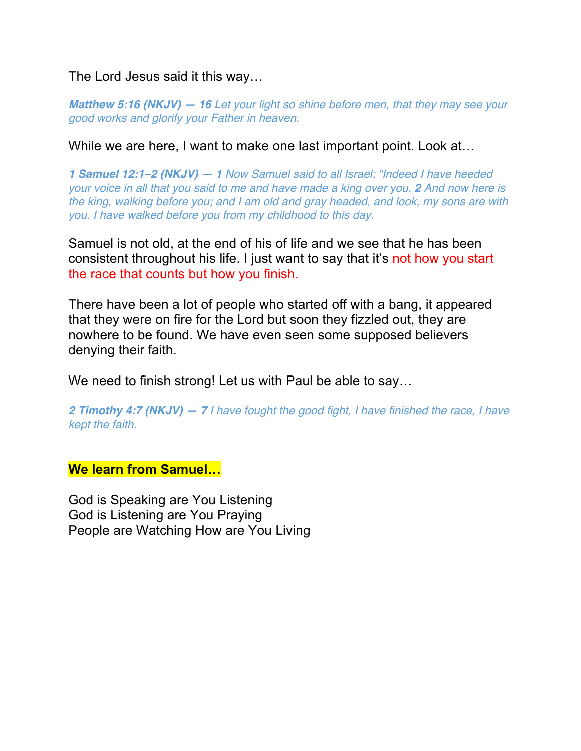The Lord Jesus said it this way…

***Matthew 5:16 (NKJV) — 16*** *Let your light so shine before men, that they may see your good works and glorify your Father in heaven.*

While we are here, I want to make one last important point. Look at…

***1 Samuel 12:1–2 (NKJV) — 1*** *Now Samuel said to all Israel: "Indeed I have heeded your voice in all that you said to me and have made a king over you.* ***2*** *And now here is the king, walking before you; and I am old and gray headed, and look, my sons are with you. I have walked before you from my childhood to this day.*

Samuel is not old, at the end of his of life and we see that he has been consistent throughout his life. I just want to say that it's not how you start the race that counts but how you finish.

There have been a lot of people who started off with a bang, it appeared that they were on fire for the Lord but soon they fizzled out, they are nowhere to be found. We have even seen some supposed believers denying their faith.

We need to finish strong! Let us with Paul be able to say…

***2 Timothy 4:7 (NKJV) — 7*** *I have fought the good fight, I have finished the race, I have kept the faith.*

**We learn from Samuel…**

God is Speaking are You Listening
God is Listening are You Praying
People are Watching How are You Living